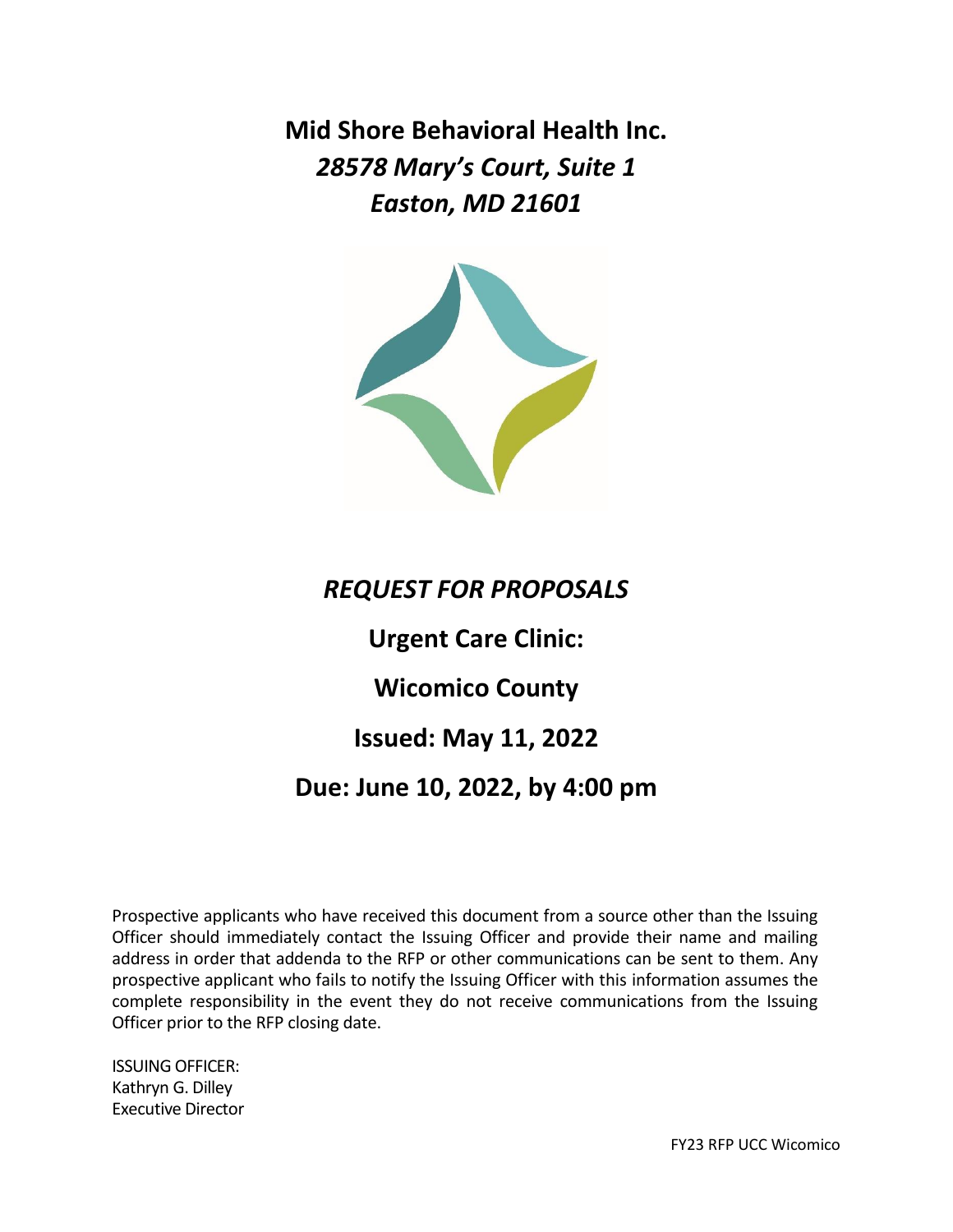# Mid Shore Behavioral Health Inc.

***28578 Mary's Court, Suite 1***

***Easton, MD 21601***

## *REQUEST FOR PROPOSALS*

## Urgent Care Clinic:

## Wicomico County

## Issued: May 11, 2022

## Due: June 10, 2022, by 4:00 pm

Prospective applicants who have received this document from a source other than the Issuing Officer should immediately contact the Issuing Officer and provide their name and mailing address in order that addenda to the RFP or other communications can be sent to them. Any prospective applicant who fails to notify the Issuing Officer with this information assumes the complete responsibility in the event they do not receive communications from the Issuing Officer prior to the RFP closing date.

ISSUING OFFICER:
Kathryn G. Dilley
Executive Director

FY23 RFP UCC Wicomico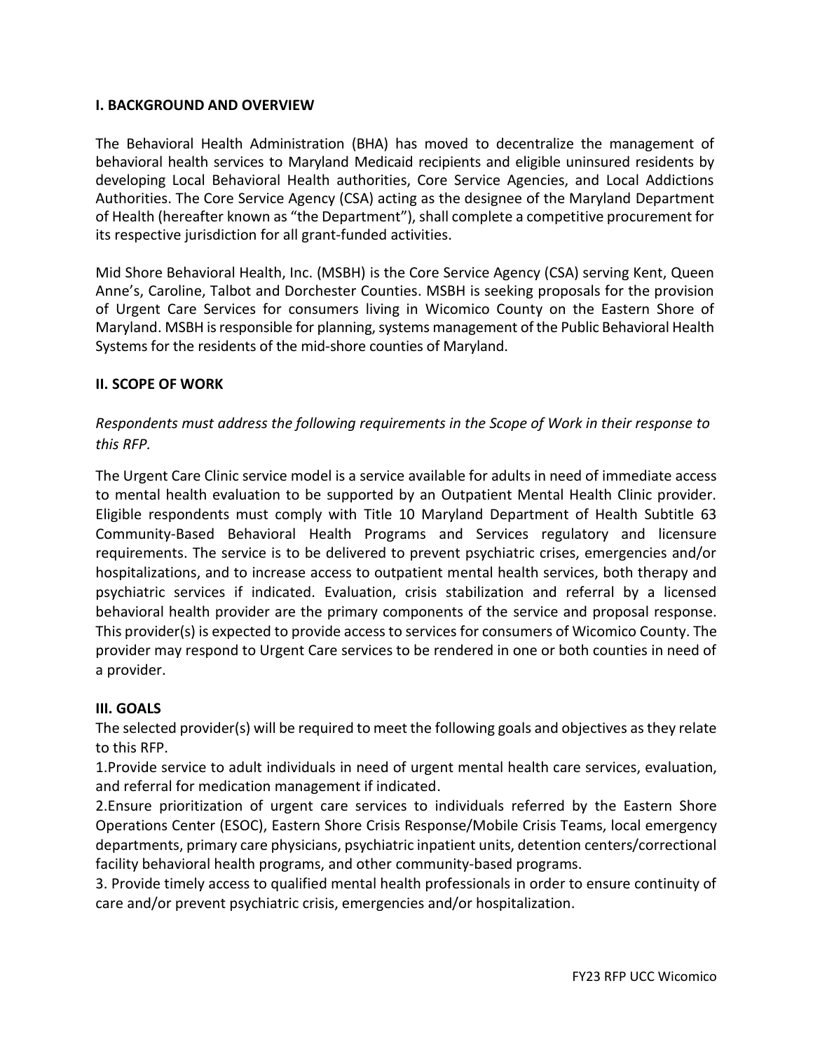## I. BACKGROUND AND OVERVIEW

The Behavioral Health Administration (BHA) has moved to decentralize the management of behavioral health services to Maryland Medicaid recipients and eligible uninsured residents by developing Local Behavioral Health authorities, Core Service Agencies, and Local Addictions Authorities. The Core Service Agency (CSA) acting as the designee of the Maryland Department of Health (hereafter known as "the Department"), shall complete a competitive procurement for its respective jurisdiction for all grant-funded activities.

Mid Shore Behavioral Health, Inc. (MSBH) is the Core Service Agency (CSA) serving Kent, Queen Anne's, Caroline, Talbot and Dorchester Counties. MSBH is seeking proposals for the provision of Urgent Care Services for consumers living in Wicomico County on the Eastern Shore of Maryland. MSBH is responsible for planning, systems management of the Public Behavioral Health Systems for the residents of the mid-shore counties of Maryland.

## II. SCOPE OF WORK

*Respondents must address the following requirements in the Scope of Work in their response to this RFP.*

The Urgent Care Clinic service model is a service available for adults in need of immediate access to mental health evaluation to be supported by an Outpatient Mental Health Clinic provider. Eligible respondents must comply with Title 10 Maryland Department of Health Subtitle 63 Community-Based Behavioral Health Programs and Services regulatory and licensure requirements. The service is to be delivered to prevent psychiatric crises, emergencies and/or hospitalizations, and to increase access to outpatient mental health services, both therapy and psychiatric services if indicated. Evaluation, crisis stabilization and referral by a licensed behavioral health provider are the primary components of the service and proposal response. This provider(s) is expected to provide access to services for consumers of Wicomico County. The provider may respond to Urgent Care services to be rendered in one or both counties in need of a provider.

## III. GOALS

The selected provider(s) will be required to meet the following goals and objectives as they relate to this RFP.

1. Provide service to adult individuals in need of urgent mental health care services, evaluation, and referral for medication management if indicated.
2. Ensure prioritization of urgent care services to individuals referred by the Eastern Shore Operations Center (ESOC), Eastern Shore Crisis Response/Mobile Crisis Teams, local emergency departments, primary care physicians, psychiatric inpatient units, detention centers/correctional facility behavioral health programs, and other community-based programs.
3. Provide timely access to qualified mental health professionals in order to ensure continuity of care and/or prevent psychiatric crisis, emergencies and/or hospitalization.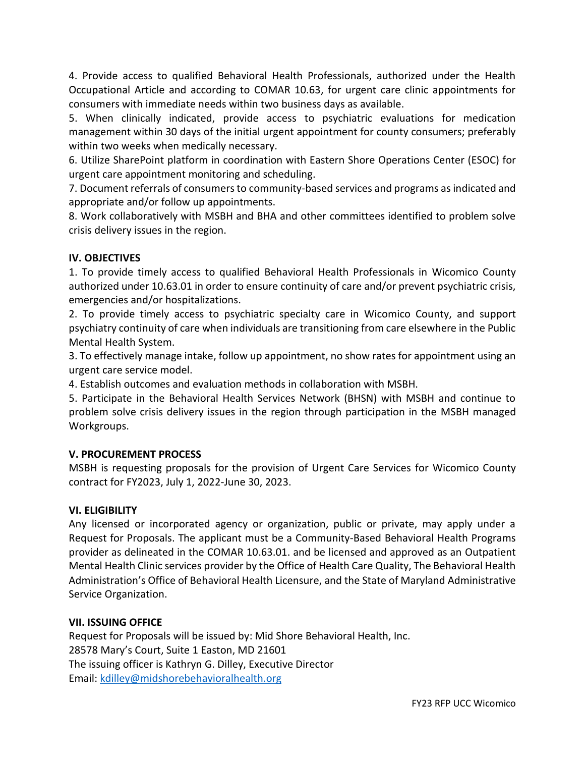4. Provide access to qualified Behavioral Health Professionals, authorized under the Health Occupational Article and according to COMAR 10.63, for urgent care clinic appointments for consumers with immediate needs within two business days as available.
5. When clinically indicated, provide access to psychiatric evaluations for medication management within 30 days of the initial urgent appointment for county consumers; preferably within two weeks when medically necessary.
6. Utilize SharePoint platform in coordination with Eastern Shore Operations Center (ESOC) for urgent care appointment monitoring and scheduling.
7. Document referrals of consumers to community-based services and programs as indicated and appropriate and/or follow up appointments.
8. Work collaboratively with MSBH and BHA and other committees identified to problem solve crisis delivery issues in the region.

**IV. OBJECTIVES**

1. To provide timely access to qualified Behavioral Health Professionals in Wicomico County authorized under 10.63.01 in order to ensure continuity of care and/or prevent psychiatric crisis, emergencies and/or hospitalizations.
2. To provide timely access to psychiatric specialty care in Wicomico County, and support psychiatry continuity of care when individuals are transitioning from care elsewhere in the Public Mental Health System.
3. To effectively manage intake, follow up appointment, no show rates for appointment using an urgent care service model.
4. Establish outcomes and evaluation methods in collaboration with MSBH.
5. Participate in the Behavioral Health Services Network (BHSN) with MSBH and continue to problem solve crisis delivery issues in the region through participation in the MSBH managed Workgroups.

**V. PROCUREMENT PROCESS**

MSBH is requesting proposals for the provision of Urgent Care Services for Wicomico County contract for FY2023, July 1, 2022-June 30, 2023.

**VI. ELIGIBILITY**

Any licensed or incorporated agency or organization, public or private, may apply under a Request for Proposals. The applicant must be a Community-Based Behavioral Health Programs provider as delineated in the COMAR 10.63.01. and be licensed and approved as an Outpatient Mental Health Clinic services provider by the Office of Health Care Quality, The Behavioral Health Administration's Office of Behavioral Health Licensure, and the State of Maryland Administrative Service Organization.

**VII. ISSUING OFFICE**

Request for Proposals will be issued by: Mid Shore Behavioral Health, Inc.
28578 Mary's Court, Suite 1 Easton, MD 21601
The issuing officer is Kathryn G. Dilley, Executive Director
Email: kdilley@midshorebehavioralhealth.org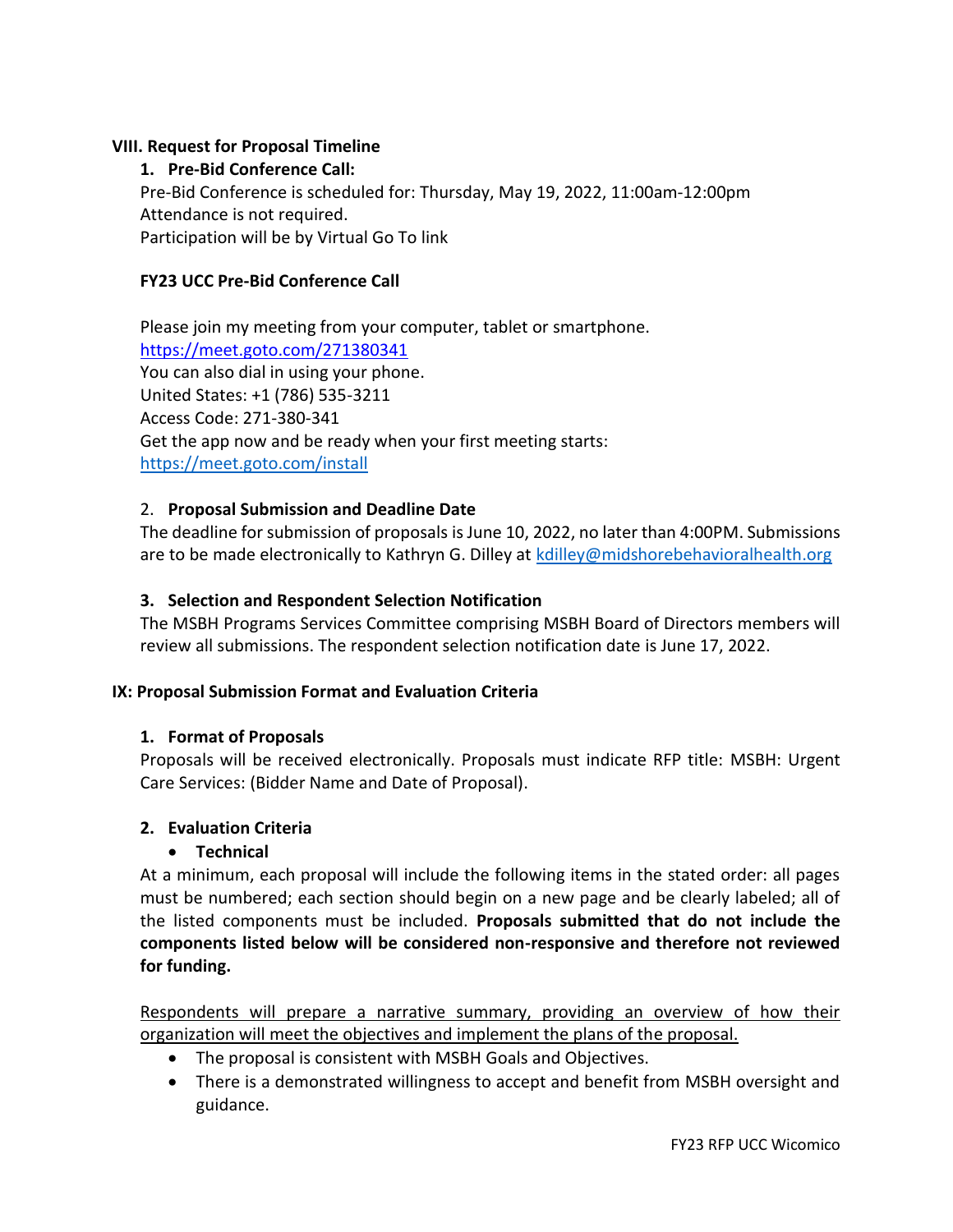## VIII. Request for Proposal Timeline

### 1. Pre-Bid Conference Call:

Pre-Bid Conference is scheduled for: Thursday, May 19, 2022, 11:00am-12:00pm
Attendance is not required.
Participation will be by Virtual Go To link

**FY23 UCC Pre-Bid Conference Call**

Please join my meeting from your computer, tablet or smartphone.
https://meet.goto.com/271380341
You can also dial in using your phone.
United States: +1 (786) 535-3211
Access Code: 271-380-341
Get the app now and be ready when your first meeting starts:
https://meet.goto.com/install

### 2. Proposal Submission and Deadline Date

The deadline for submission of proposals is June 10, 2022, no later than 4:00PM. Submissions are to be made electronically to Kathryn G. Dilley at kdilley@midshorebehavioralhealth.org

### 3. Selection and Respondent Selection Notification

The MSBH Programs Services Committee comprising MSBH Board of Directors members will review all submissions. The respondent selection notification date is June 17, 2022.

## IX: Proposal Submission Format and Evaluation Criteria

### 1. Format of Proposals

Proposals will be received electronically. Proposals must indicate RFP title: MSBH: Urgent Care Services: (Bidder Name and Date of Proposal).

### 2. Evaluation Criteria

- **Technical**

At a minimum, each proposal will include the following items in the stated order: all pages must be numbered; each section should begin on a new page and be clearly labeled; all of the listed components must be included. **Proposals submitted that do not include the components listed below will be considered non-responsive and therefore not reviewed for funding.**

Respondents will prepare a narrative summary, providing an overview of how their organization will meet the objectives and implement the plans of the proposal.

- The proposal is consistent with MSBH Goals and Objectives.
- There is a demonstrated willingness to accept and benefit from MSBH oversight and guidance.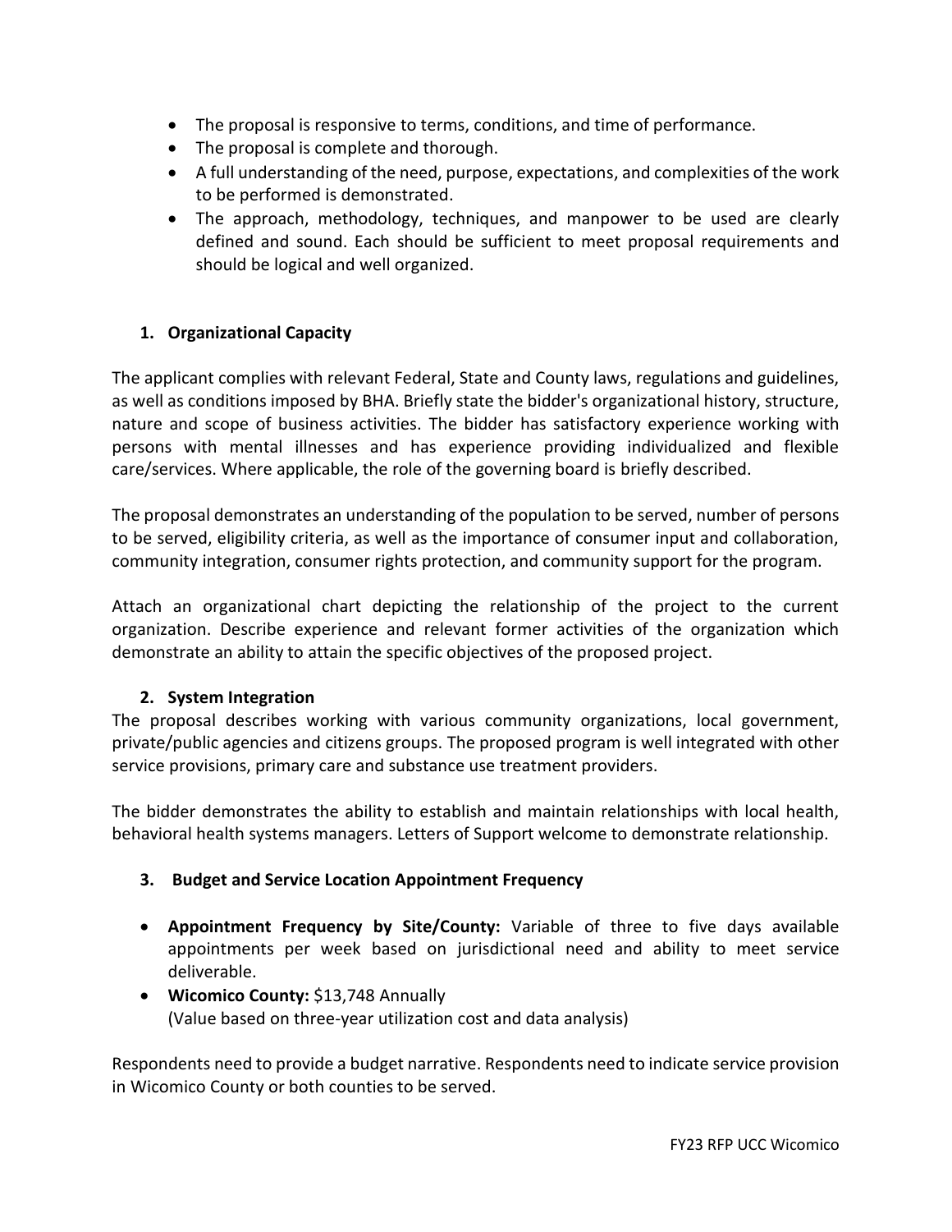- The proposal is responsive to terms, conditions, and time of performance.
- The proposal is complete and thorough.
- A full understanding of the need, purpose, expectations, and complexities of the work to be performed is demonstrated.
- The approach, methodology, techniques, and manpower to be used are clearly defined and sound. Each should be sufficient to meet proposal requirements and should be logical and well organized.

**1. Organizational Capacity**

The applicant complies with relevant Federal, State and County laws, regulations and guidelines, as well as conditions imposed by BHA. Briefly state the bidder's organizational history, structure, nature and scope of business activities. The bidder has satisfactory experience working with persons with mental illnesses and has experience providing individualized and flexible care/services. Where applicable, the role of the governing board is briefly described.

The proposal demonstrates an understanding of the population to be served, number of persons to be served, eligibility criteria, as well as the importance of consumer input and collaboration, community integration, consumer rights protection, and community support for the program.

Attach an organizational chart depicting the relationship of the project to the current organization. Describe experience and relevant former activities of the organization which demonstrate an ability to attain the specific objectives of the proposed project.

**2. System Integration**

The proposal describes working with various community organizations, local government, private/public agencies and citizens groups. The proposed program is well integrated with other service provisions, primary care and substance use treatment providers.

The bidder demonstrates the ability to establish and maintain relationships with local health, behavioral health systems managers. Letters of Support welcome to demonstrate relationship.

**3. Budget and Service Location Appointment Frequency**

- **Appointment Frequency by Site/County:** Variable of three to five days available appointments per week based on jurisdictional need and ability to meet service deliverable.
- **Wicomico County:** $13,748 Annually
  (Value based on three-year utilization cost and data analysis)

Respondents need to provide a budget narrative. Respondents need to indicate service provision in Wicomico County or both counties to be served.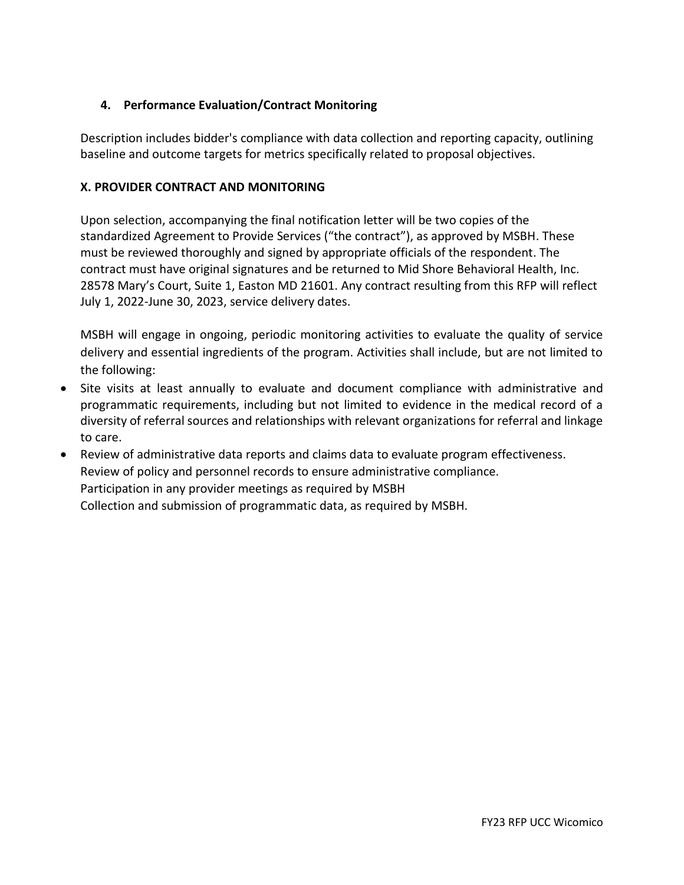### 4. Performance Evaluation/Contract Monitoring

Description includes bidder's compliance with data collection and reporting capacity, outlining baseline and outcome targets for metrics specifically related to proposal objectives.

### X. PROVIDER CONTRACT AND MONITORING

Upon selection, accompanying the final notification letter will be two copies of the standardized Agreement to Provide Services ("the contract"), as approved by MSBH. These must be reviewed thoroughly and signed by appropriate officials of the respondent. The contract must have original signatures and be returned to Mid Shore Behavioral Health, Inc. 28578 Mary's Court, Suite 1, Easton MD 21601. Any contract resulting from this RFP will reflect July 1, 2022-June 30, 2023, service delivery dates.

MSBH will engage in ongoing, periodic monitoring activities to evaluate the quality of service delivery and essential ingredients of the program. Activities shall include, but are not limited to the following:

- Site visits at least annually to evaluate and document compliance with administrative and programmatic requirements, including but not limited to evidence in the medical record of a diversity of referral sources and relationships with relevant organizations for referral and linkage to care.
- Review of administrative data reports and claims data to evaluate program effectiveness.
  Review of policy and personnel records to ensure administrative compliance.
  Participation in any provider meetings as required by MSBH
  Collection and submission of programmatic data, as required by MSBH.

FY23 RFP UCC Wicomico